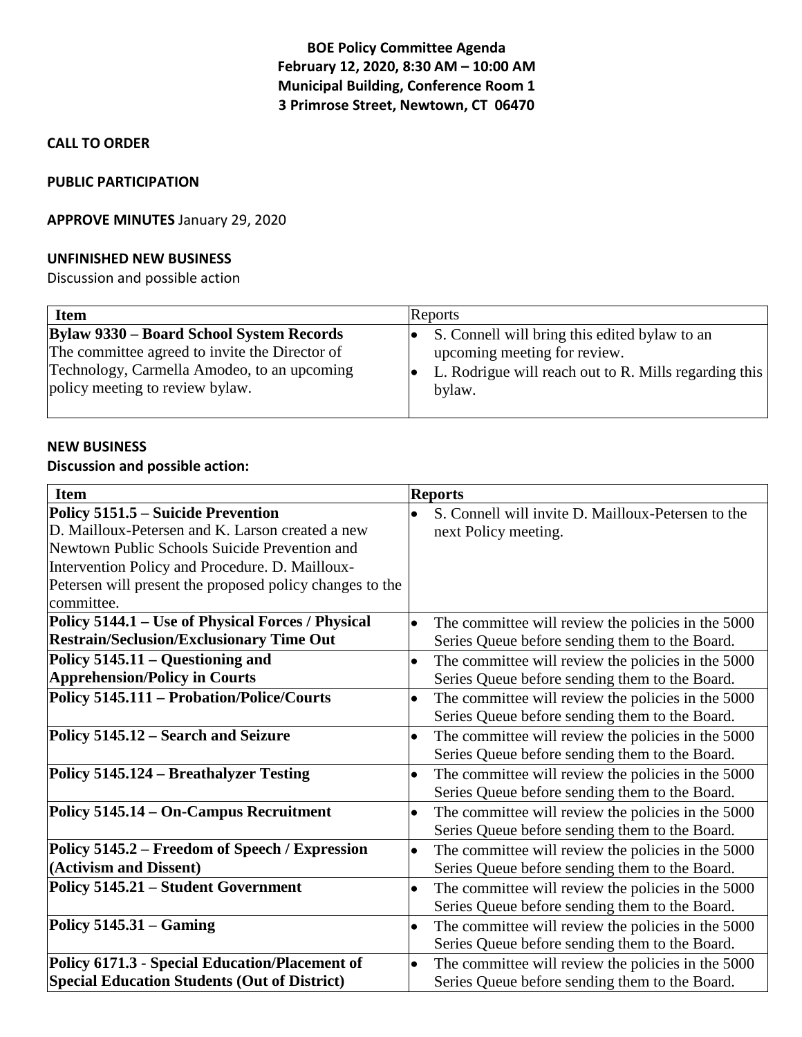**BOE Policy Committee Agenda**
**February 12, 2020, 8:30 AM – 10:00 AM**
**Municipal Building, Conference Room 1**
**3 Primrose Street, Newtown, CT 06470**

**CALL TO ORDER**

**PUBLIC PARTICIPATION**

**APPROVE MINUTES** January 29, 2020

**UNFINISHED NEW BUSINESS**

Discussion and possible action

| Item | Reports |
|---|---|
| **Bylaw 9330 – Board School System Records** The committee agreed to invite the Director of Technology, Carmella Amodeo, to an upcoming policy meeting to review bylaw. | • S. Connell will bring this edited bylaw to an upcoming meeting for review. • L. Rodrigue will reach out to R. Mills regarding this bylaw. |

**NEW BUSINESS**

**Discussion and possible action:**

| Item | Reports |
|---|---|
| **Policy 5151.5 – Suicide Prevention** D. Mailloux-Petersen and K. Larson created a new Newtown Public Schools Suicide Prevention and Intervention Policy and Procedure. D. Mailloux-Petersen will present the proposed policy changes to the committee. | • S. Connell will invite D. Mailloux-Petersen to the next Policy meeting. |
| **Policy 5144.1 – Use of Physical Forces / Physical Restrain/Seclusion/Exclusionary Time Out** | • The committee will review the policies in the 5000 Series Queue before sending them to the Board. |
| **Policy 5145.11 – Questioning and Apprehension/Policy in Courts** | • The committee will review the policies in the 5000 Series Queue before sending them to the Board. |
| **Policy 5145.111 – Probation/Police/Courts** | • The committee will review the policies in the 5000 Series Queue before sending them to the Board. |
| **Policy 5145.12 – Search and Seizure** | • The committee will review the policies in the 5000 Series Queue before sending them to the Board. |
| **Policy 5145.124 – Breathalyzer Testing** | • The committee will review the policies in the 5000 Series Queue before sending them to the Board. |
| **Policy 5145.14 – On-Campus Recruitment** | • The committee will review the policies in the 5000 Series Queue before sending them to the Board. |
| **Policy 5145.2 – Freedom of Speech / Expression (Activism and Dissent)** | • The committee will review the policies in the 5000 Series Queue before sending them to the Board. |
| **Policy 5145.21 – Student Government** | • The committee will review the policies in the 5000 Series Queue before sending them to the Board. |
| **Policy 5145.31 – Gaming** | • The committee will review the policies in the 5000 Series Queue before sending them to the Board. |
| **Policy 6171.3 - Special Education/Placement of Special Education Students (Out of District)** | • The committee will review the policies in the 5000 Series Queue before sending them to the Board. |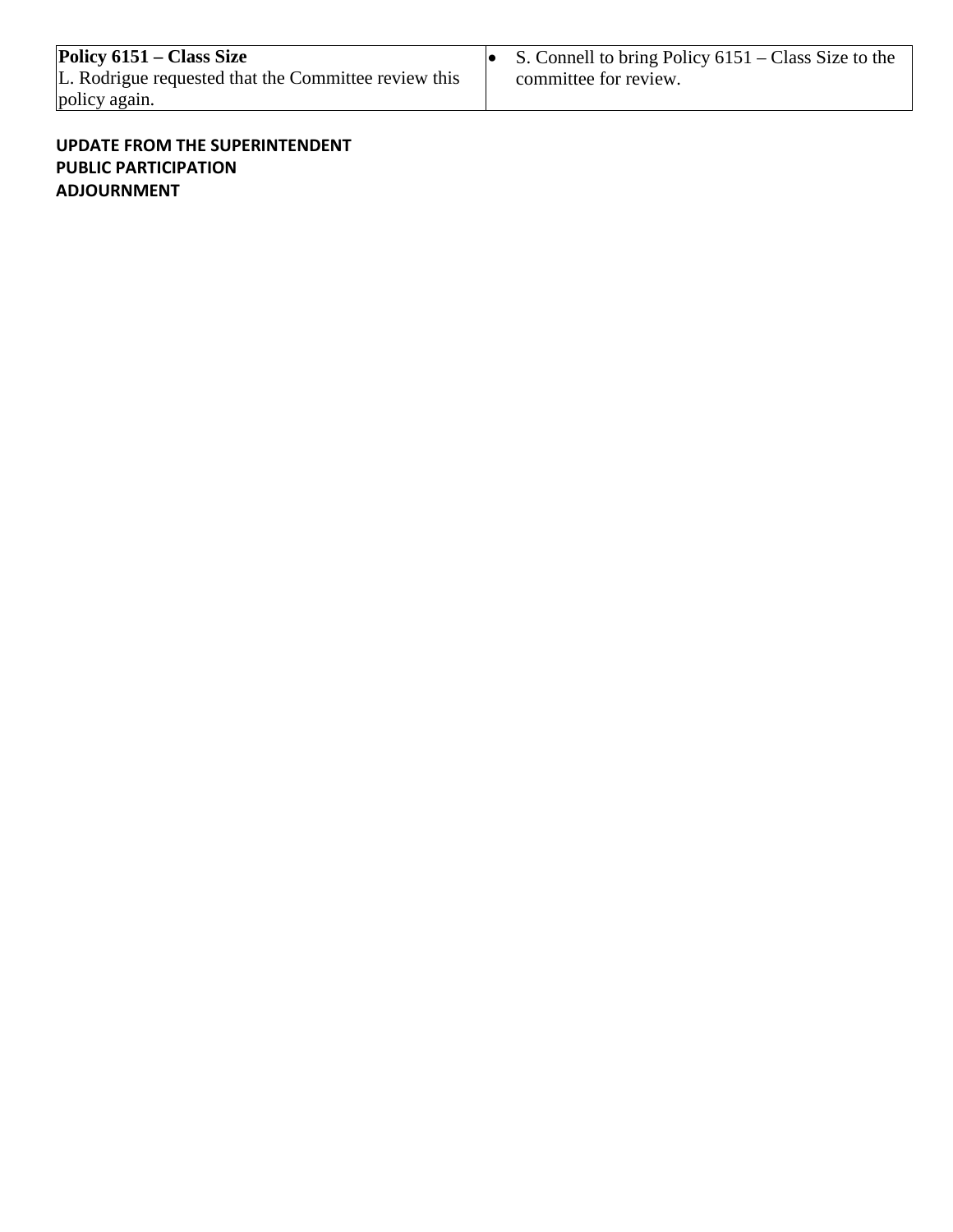| | |
|---|---|
| **Policy 6151 – Class Size**<br>L. Rodrigue requested that the Committee review this policy again. | • S. Connell to bring Policy 6151 – Class Size to the committee for review. |

**UPDATE FROM THE SUPERINTENDENT**
**PUBLIC PARTICIPATION**
**ADJOURNMENT**